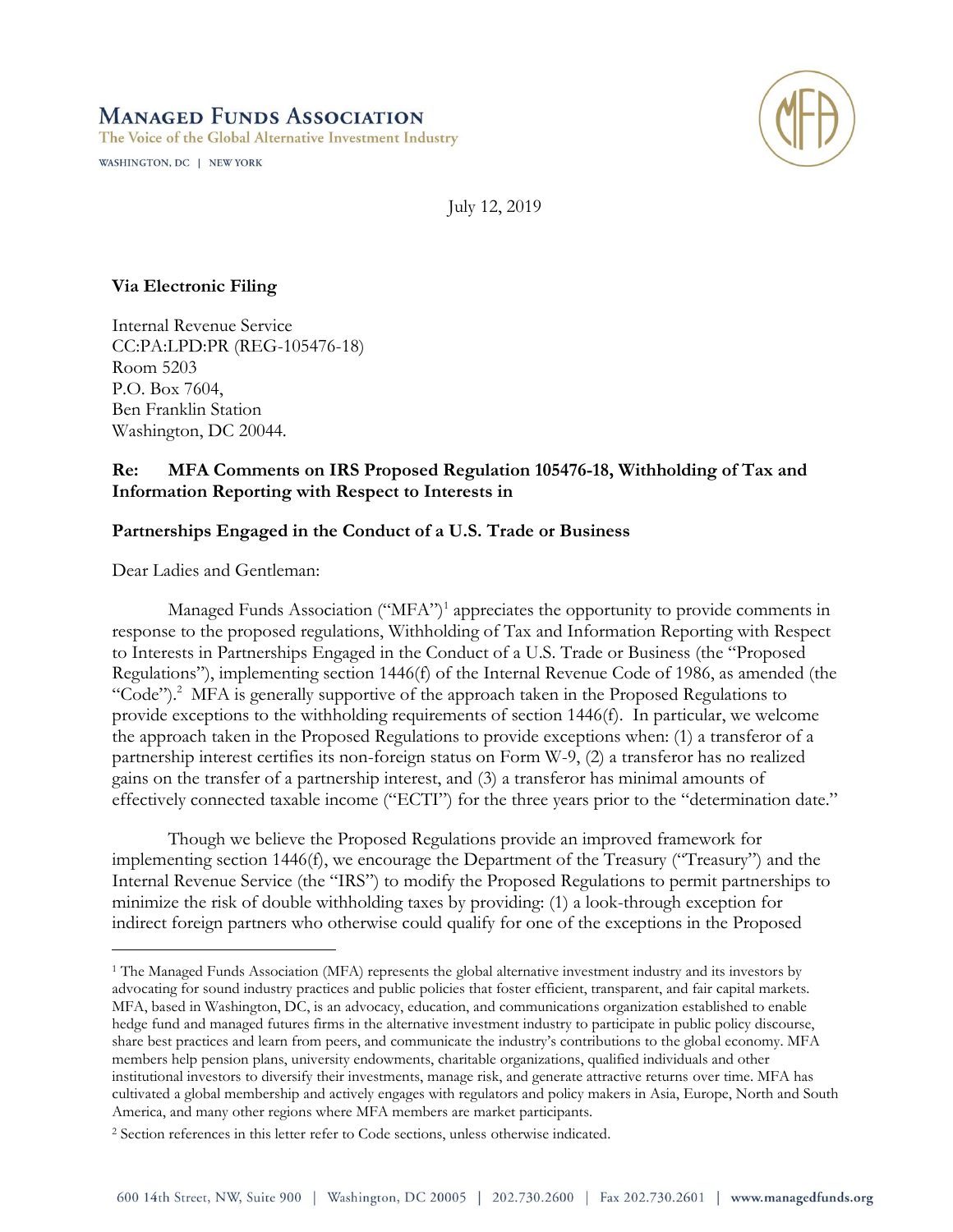# Managed Funds Association

The Voice of the Global Alternative Investment Industry

WASHINGTON, DC | NEW YORK

July 12, 2019

**Via Electronic Filing**

Internal Revenue Service
CC:PA:LPD:PR (REG-105476-18)
Room 5203
P.O. Box 7604,
Ben Franklin Station
Washington, DC 20044.

**Re: MFA Comments on IRS Proposed Regulation 105476-18, Withholding of Tax and Information Reporting with Respect to Interests in**

**Partnerships Engaged in the Conduct of a U.S. Trade or Business**

Dear Ladies and Gentleman:

Managed Funds Association ("MFA")[1] appreciates the opportunity to provide comments in response to the proposed regulations, Withholding of Tax and Information Reporting with Respect to Interests in Partnerships Engaged in the Conduct of a U.S. Trade or Business (the "Proposed Regulations"), implementing section 1446(f) of the Internal Revenue Code of 1986, as amended (the "Code").[2] MFA is generally supportive of the approach taken in the Proposed Regulations to provide exceptions to the withholding requirements of section 1446(f). In particular, we welcome the approach taken in the Proposed Regulations to provide exceptions when: (1) a transferor of a partnership interest certifies its non-foreign status on Form W-9, (2) a transferor has no realized gains on the transfer of a partnership interest, and (3) a transferor has minimal amounts of effectively connected taxable income ("ECTI") for the three years prior to the "determination date."

Though we believe the Proposed Regulations provide an improved framework for implementing section 1446(f), we encourage the Department of the Treasury ("Treasury") and the Internal Revenue Service (the "IRS") to modify the Proposed Regulations to permit partnerships to minimize the risk of double withholding taxes by providing: (1) a look-through exception for indirect foreign partners who otherwise could qualify for one of the exceptions in the Proposed

---

[1] The Managed Funds Association (MFA) represents the global alternative investment industry and its investors by advocating for sound industry practices and public policies that foster efficient, transparent, and fair capital markets. MFA, based in Washington, DC, is an advocacy, education, and communications organization established to enable hedge fund and managed futures firms in the alternative investment industry to participate in public policy discourse, share best practices and learn from peers, and communicate the industry's contributions to the global economy. MFA members help pension plans, university endowments, charitable organizations, qualified individuals and other institutional investors to diversify their investments, manage risk, and generate attractive returns over time. MFA has cultivated a global membership and actively engages with regulators and policy makers in Asia, Europe, North and South America, and many other regions where MFA members are market participants.

[2] Section references in this letter refer to Code sections, unless otherwise indicated.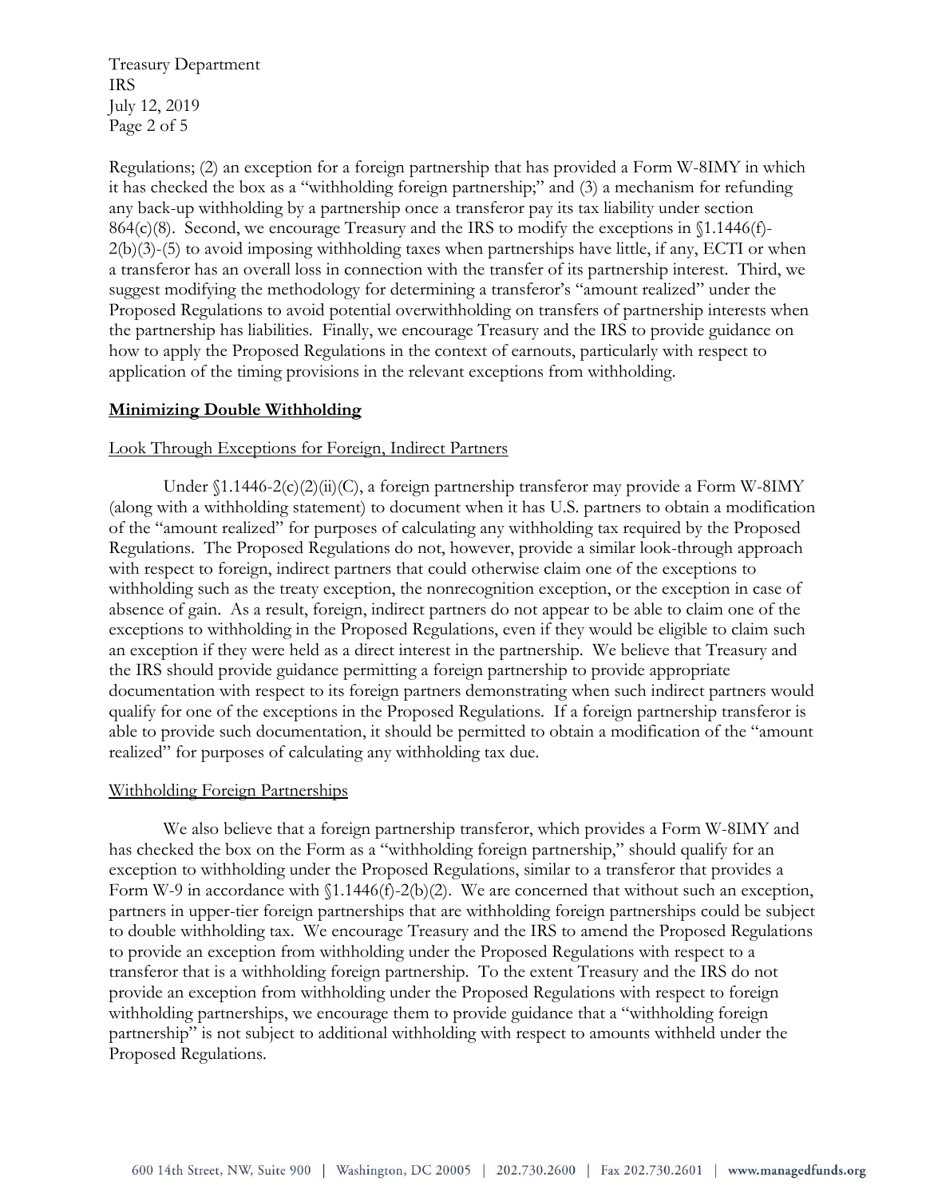Regulations; (2) an exception for a foreign partnership that has provided a Form W-8IMY in which it has checked the box as a "withholding foreign partnership;" and (3) a mechanism for refunding any back-up withholding by a partnership once a transferor pay its tax liability under section 864(c)(8). Second, we encourage Treasury and the IRS to modify the exceptions in §1.1446(f)-2(b)(3)-(5) to avoid imposing withholding taxes when partnerships have little, if any, ECTI or when a transferor has an overall loss in connection with the transfer of its partnership interest. Third, we suggest modifying the methodology for determining a transferor's "amount realized" under the Proposed Regulations to avoid potential overwithholding on transfers of partnership interests when the partnership has liabilities. Finally, we encourage Treasury and the IRS to provide guidance on how to apply the Proposed Regulations in the context of earnouts, particularly with respect to application of the timing provisions in the relevant exceptions from withholding.

## Minimizing Double Withholding

### Look Through Exceptions for Foreign, Indirect Partners

Under §1.1446-2(c)(2)(ii)(C), a foreign partnership transferor may provide a Form W-8IMY (along with a withholding statement) to document when it has U.S. partners to obtain a modification of the "amount realized" for purposes of calculating any withholding tax required by the Proposed Regulations. The Proposed Regulations do not, however, provide a similar look-through approach with respect to foreign, indirect partners that could otherwise claim one of the exceptions to withholding such as the treaty exception, the nonrecognition exception, or the exception in case of absence of gain. As a result, foreign, indirect partners do not appear to be able to claim one of the exceptions to withholding in the Proposed Regulations, even if they would be eligible to claim such an exception if they were held as a direct interest in the partnership. We believe that Treasury and the IRS should provide guidance permitting a foreign partnership to provide appropriate documentation with respect to its foreign partners demonstrating when such indirect partners would qualify for one of the exceptions in the Proposed Regulations. If a foreign partnership transferor is able to provide such documentation, it should be permitted to obtain a modification of the "amount realized" for purposes of calculating any withholding tax due.

### Withholding Foreign Partnerships

We also believe that a foreign partnership transferor, which provides a Form W-8IMY and has checked the box on the Form as a "withholding foreign partnership," should qualify for an exception to withholding under the Proposed Regulations, similar to a transferor that provides a Form W-9 in accordance with §1.1446(f)-2(b)(2). We are concerned that without such an exception, partners in upper-tier foreign partnerships that are withholding foreign partnerships could be subject to double withholding tax. We encourage Treasury and the IRS to amend the Proposed Regulations to provide an exception from withholding under the Proposed Regulations with respect to a transferor that is a withholding foreign partnership. To the extent Treasury and the IRS do not provide an exception from withholding under the Proposed Regulations with respect to foreign withholding partnerships, we encourage them to provide guidance that a "withholding foreign partnership" is not subject to additional withholding with respect to amounts withheld under the Proposed Regulations.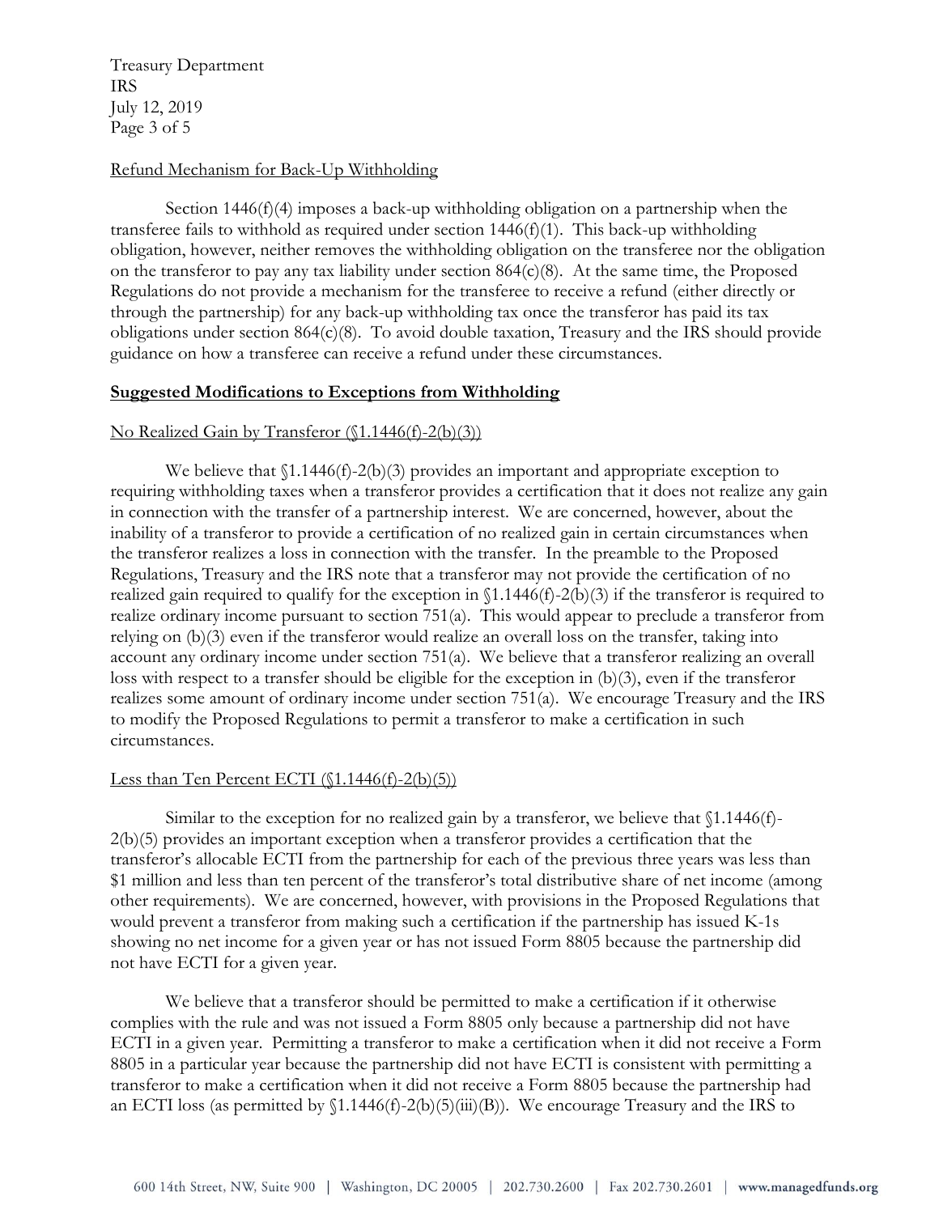Refund Mechanism for Back-Up Withholding

Section 1446(f)(4) imposes a back-up withholding obligation on a partnership when the transferee fails to withhold as required under section 1446(f)(1). This back-up withholding obligation, however, neither removes the withholding obligation on the transferee nor the obligation on the transferor to pay any tax liability under section 864(c)(8). At the same time, the Proposed Regulations do not provide a mechanism for the transferee to receive a refund (either directly or through the partnership) for any back-up withholding tax once the transferor has paid its tax obligations under section 864(c)(8). To avoid double taxation, Treasury and the IRS should provide guidance on how a transferee can receive a refund under these circumstances.

## Suggested Modifications to Exceptions from Withholding

No Realized Gain by Transferor (§1.1446(f)-2(b)(3))

We believe that §1.1446(f)-2(b)(3) provides an important and appropriate exception to requiring withholding taxes when a transferor provides a certification that it does not realize any gain in connection with the transfer of a partnership interest. We are concerned, however, about the inability of a transferor to provide a certification of no realized gain in certain circumstances when the transferor realizes a loss in connection with the transfer. In the preamble to the Proposed Regulations, Treasury and the IRS note that a transferor may not provide the certification of no realized gain required to qualify for the exception in §1.1446(f)-2(b)(3) if the transferor is required to realize ordinary income pursuant to section 751(a). This would appear to preclude a transferor from relying on (b)(3) even if the transferor would realize an overall loss on the transfer, taking into account any ordinary income under section 751(a). We believe that a transferor realizing an overall loss with respect to a transfer should be eligible for the exception in (b)(3), even if the transferor realizes some amount of ordinary income under section 751(a). We encourage Treasury and the IRS to modify the Proposed Regulations to permit a transferor to make a certification in such circumstances.

Less than Ten Percent ECTI (§1.1446(f)-2(b)(5))

Similar to the exception for no realized gain by a transferor, we believe that §1.1446(f)-2(b)(5) provides an important exception when a transferor provides a certification that the transferor's allocable ECTI from the partnership for each of the previous three years was less than $1 million and less than ten percent of the transferor's total distributive share of net income (among other requirements). We are concerned, however, with provisions in the Proposed Regulations that would prevent a transferor from making such a certification if the partnership has issued K-1s showing no net income for a given year or has not issued Form 8805 because the partnership did not have ECTI for a given year.

We believe that a transferor should be permitted to make a certification if it otherwise complies with the rule and was not issued a Form 8805 only because a partnership did not have ECTI in a given year. Permitting a transferor to make a certification when it did not receive a Form 8805 in a particular year because the partnership did not have ECTI is consistent with permitting a transferor to make a certification when it did not receive a Form 8805 because the partnership had an ECTI loss (as permitted by §1.1446(f)-2(b)(5)(iii)(B)). We encourage Treasury and the IRS to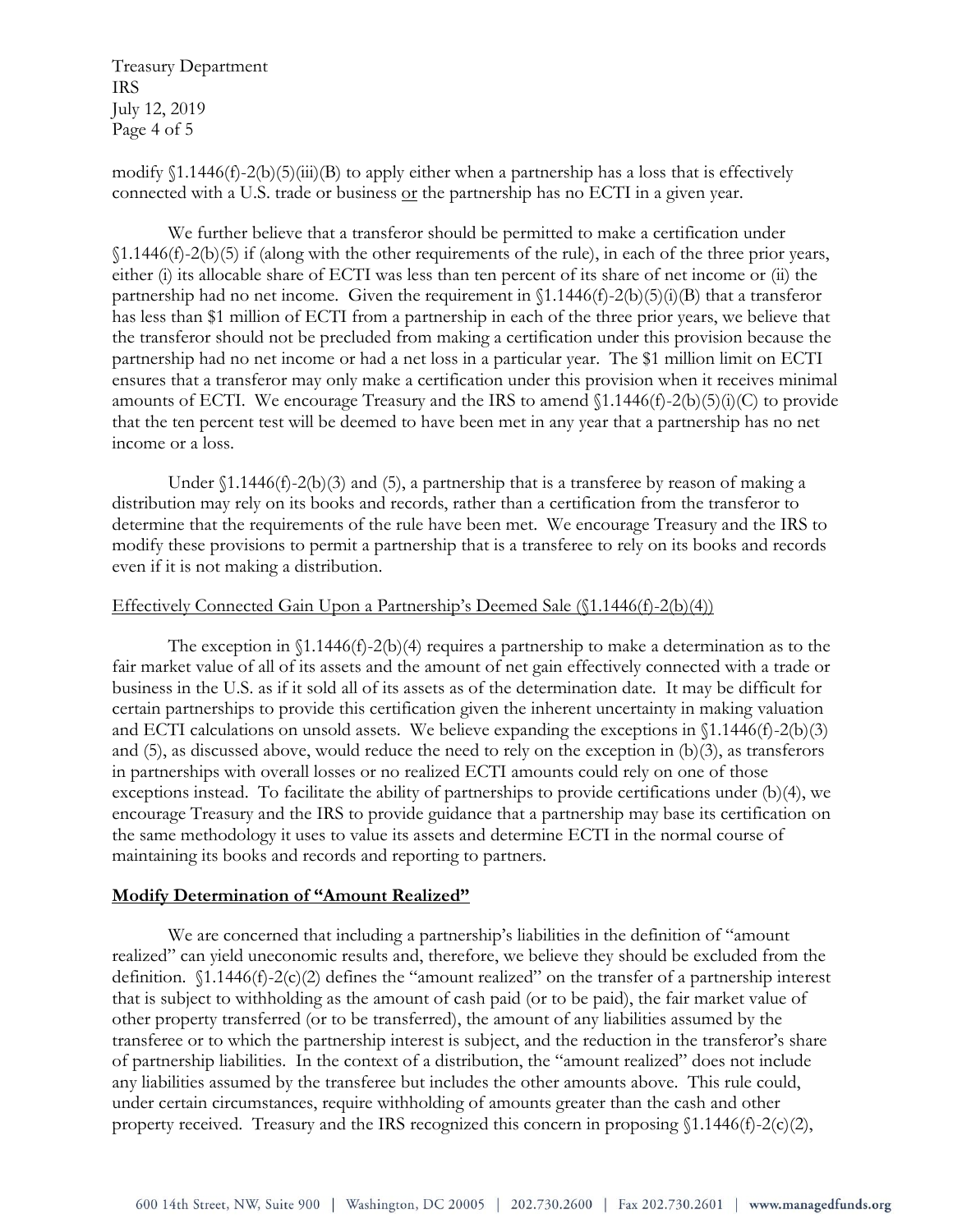modify §1.1446(f)-2(b)(5)(iii)(B) to apply either when a partnership has a loss that is effectively connected with a U.S. trade or business or the partnership has no ECTI in a given year.

We further believe that a transferor should be permitted to make a certification under §1.1446(f)-2(b)(5) if (along with the other requirements of the rule), in each of the three prior years, either (i) its allocable share of ECTI was less than ten percent of its share of net income or (ii) the partnership had no net income. Given the requirement in §1.1446(f)-2(b)(5)(i)(B) that a transferor has less than $1 million of ECTI from a partnership in each of the three prior years, we believe that the transferor should not be precluded from making a certification under this provision because the partnership had no net income or had a net loss in a particular year. The $1 million limit on ECTI ensures that a transferor may only make a certification under this provision when it receives minimal amounts of ECTI. We encourage Treasury and the IRS to amend §1.1446(f)-2(b)(5)(i)(C) to provide that the ten percent test will be deemed to have been met in any year that a partnership has no net income or a loss.

Under §1.1446(f)-2(b)(3) and (5), a partnership that is a transferee by reason of making a distribution may rely on its books and records, rather than a certification from the transferor to determine that the requirements of the rule have been met. We encourage Treasury and the IRS to modify these provisions to permit a partnership that is a transferee to rely on its books and records even if it is not making a distribution.

Effectively Connected Gain Upon a Partnership's Deemed Sale (§1.1446(f)-2(b)(4))

The exception in §1.1446(f)-2(b)(4) requires a partnership to make a determination as to the fair market value of all of its assets and the amount of net gain effectively connected with a trade or business in the U.S. as if it sold all of its assets as of the determination date. It may be difficult for certain partnerships to provide this certification given the inherent uncertainty in making valuation and ECTI calculations on unsold assets. We believe expanding the exceptions in §1.1446(f)-2(b)(3) and (5), as discussed above, would reduce the need to rely on the exception in (b)(3), as transferors in partnerships with overall losses or no realized ECTI amounts could rely on one of those exceptions instead. To facilitate the ability of partnerships to provide certifications under (b)(4), we encourage Treasury and the IRS to provide guidance that a partnership may base its certification on the same methodology it uses to value its assets and determine ECTI in the normal course of maintaining its books and records and reporting to partners.

**Modify Determination of "Amount Realized"**

We are concerned that including a partnership's liabilities in the definition of "amount realized" can yield uneconomic results and, therefore, we believe they should be excluded from the definition. §1.1446(f)-2(c)(2) defines the "amount realized" on the transfer of a partnership interest that is subject to withholding as the amount of cash paid (or to be paid), the fair market value of other property transferred (or to be transferred), the amount of any liabilities assumed by the transferee or to which the partnership interest is subject, and the reduction in the transferor's share of partnership liabilities. In the context of a distribution, the "amount realized" does not include any liabilities assumed by the transferee but includes the other amounts above. This rule could, under certain circumstances, require withholding of amounts greater than the cash and other property received. Treasury and the IRS recognized this concern in proposing §1.1446(f)-2(c)(2),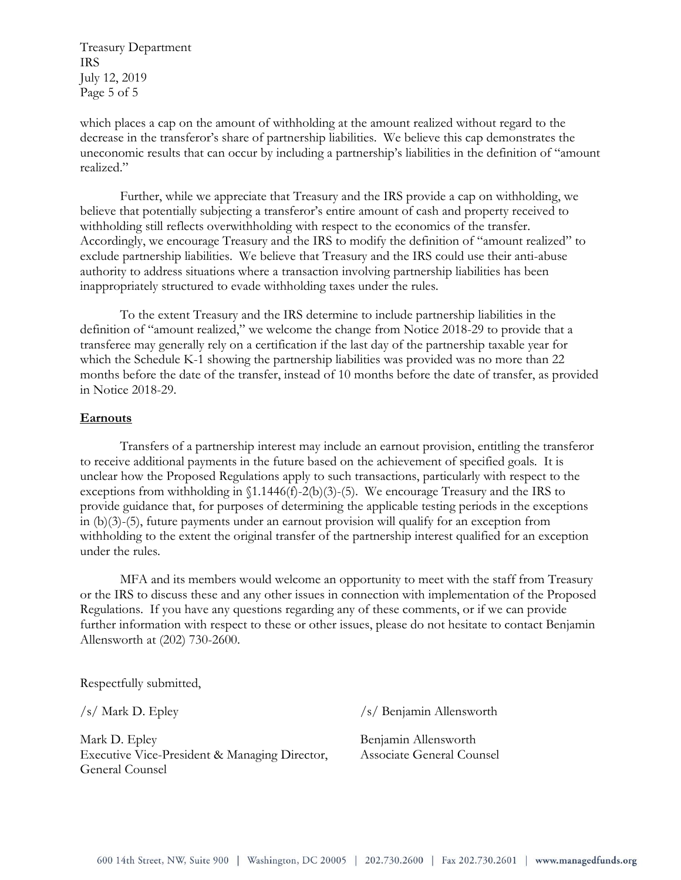which places a cap on the amount of withholding at the amount realized without regard to the decrease in the transferor's share of partnership liabilities. We believe this cap demonstrates the uneconomic results that can occur by including a partnership's liabilities in the definition of "amount realized."

Further, while we appreciate that Treasury and the IRS provide a cap on withholding, we believe that potentially subjecting a transferor's entire amount of cash and property received to withholding still reflects overwithholding with respect to the economics of the transfer. Accordingly, we encourage Treasury and the IRS to modify the definition of "amount realized" to exclude partnership liabilities. We believe that Treasury and the IRS could use their anti-abuse authority to address situations where a transaction involving partnership liabilities has been inappropriately structured to evade withholding taxes under the rules.

To the extent Treasury and the IRS determine to include partnership liabilities in the definition of "amount realized," we welcome the change from Notice 2018-29 to provide that a transferee may generally rely on a certification if the last day of the partnership taxable year for which the Schedule K-1 showing the partnership liabilities was provided was no more than 22 months before the date of the transfer, instead of 10 months before the date of transfer, as provided in Notice 2018-29.

**Earnouts**

Transfers of a partnership interest may include an earnout provision, entitling the transferor to receive additional payments in the future based on the achievement of specified goals. It is unclear how the Proposed Regulations apply to such transactions, particularly with respect to the exceptions from withholding in §1.1446(f)-2(b)(3)-(5). We encourage Treasury and the IRS to provide guidance that, for purposes of determining the applicable testing periods in the exceptions in (b)(3)-(5), future payments under an earnout provision will qualify for an exception from withholding to the extent the original transfer of the partnership interest qualified for an exception under the rules.

MFA and its members would welcome an opportunity to meet with the staff from Treasury or the IRS to discuss these and any other issues in connection with implementation of the Proposed Regulations. If you have any questions regarding any of these comments, or if we can provide further information with respect to these or other issues, please do not hesitate to contact Benjamin Allensworth at (202) 730-2600.

Respectfully submitted,

/s/ Mark D. Epley

Mark D. Epley
Executive Vice-President & Managing Director, General Counsel

/s/ Benjamin Allensworth

Benjamin Allensworth
Associate General Counsel